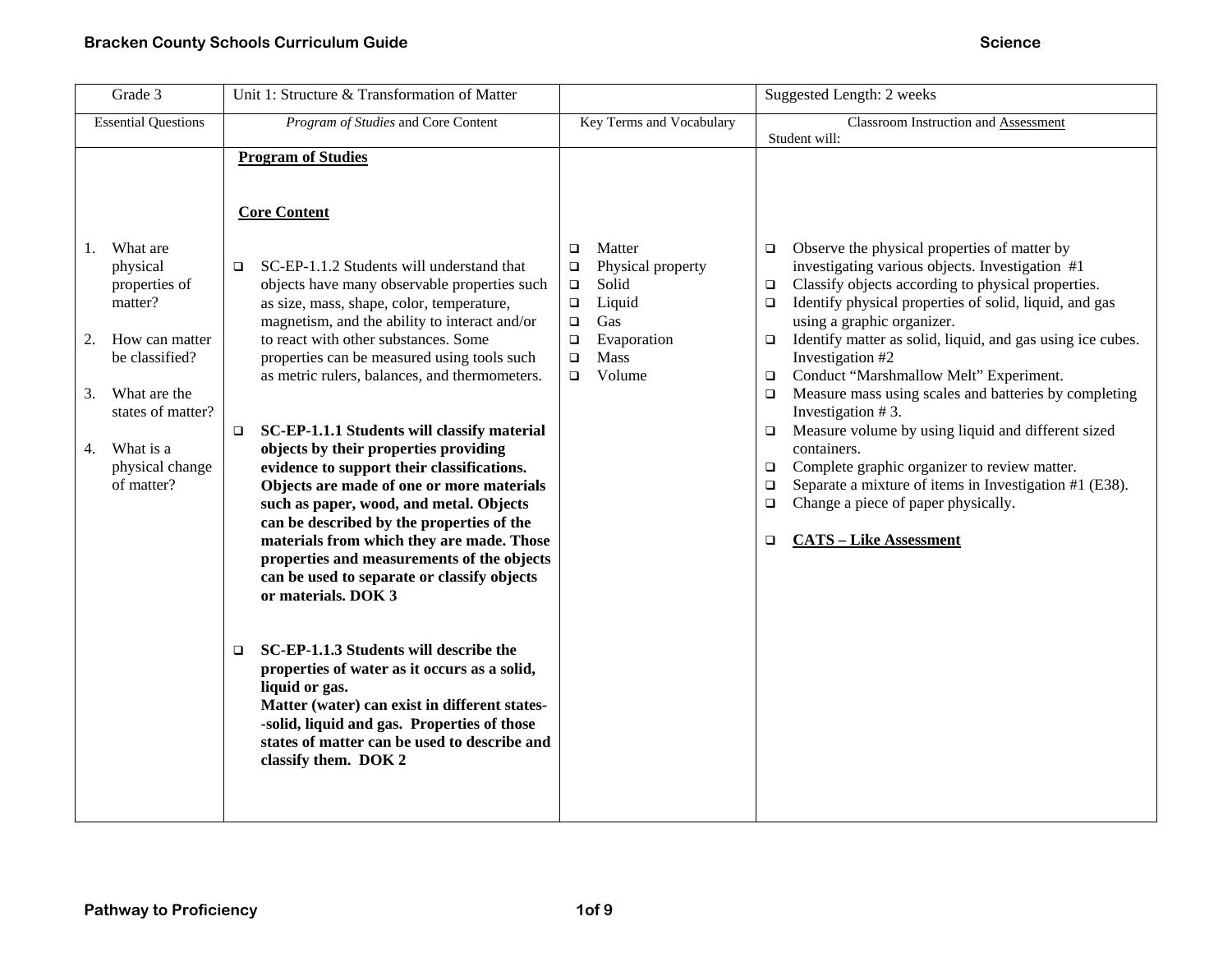| Grade 3 | Unit 1: Structure & Transformation of Matter | | Suggested Length: 2 weeks |
|---|---|---|---|
| Essential Questions | *Program of Studies* and Core Content | Key Terms and Vocabulary | Classroom Instruction and Assessment<br>Student will: |
| 1. What are physical properties of matter?<br><br>2. How can matter be classified?<br><br>3. What are the states of matter?<br><br>4. What is a physical change of matter? | **Program of Studies**<br><br>**Core Content**<br><br>❑ SC-EP-1.1.2 Students will understand that objects have many observable properties such as size, mass, shape, color, temperature, magnetism, and the ability to interact and/or to react with other substances. Some properties can be measured using tools such as metric rulers, balances, and thermometers.<br><br>❑ **SC-EP-1.1.1 Students will classify material objects by their properties providing evidence to support their classifications. Objects are made of one or more materials such as paper, wood, and metal. Objects can be described by the properties of the materials from which they are made. Those properties and measurements of the objects can be used to separate or classify objects or materials. DOK 3**<br><br>❑ **SC-EP-1.1.3 Students will describe the properties of water as it occurs as a solid, liquid or gas.**<br>**Matter (water) can exist in different states--solid, liquid and gas. Properties of those states of matter can be used to describe and classify them. DOK 2** | ❑ Matter<br>❑ Physical property<br>❑ Solid<br>❑ Liquid<br>❑ Gas<br>❑ Evaporation<br>❑ Mass<br>❑ Volume | ❑ Observe the physical properties of matter by investigating various objects. Investigation #1<br>❑ Classify objects according to physical properties.<br>❑ Identify physical properties of solid, liquid, and gas using a graphic organizer.<br>❑ Identify matter as solid, liquid, and gas using ice cubes. Investigation #2<br>❑ Conduct "Marshmallow Melt" Experiment.<br>❑ Measure mass using scales and batteries by completing Investigation # 3.<br>❑ Measure volume by using liquid and different sized containers.<br>❑ Complete graphic organizer to review matter.<br>❑ Separate a mixture of items in Investigation #1 (E38).<br>❑ Change a piece of paper physically.<br><br>❑ **CATS – Like Assessment** |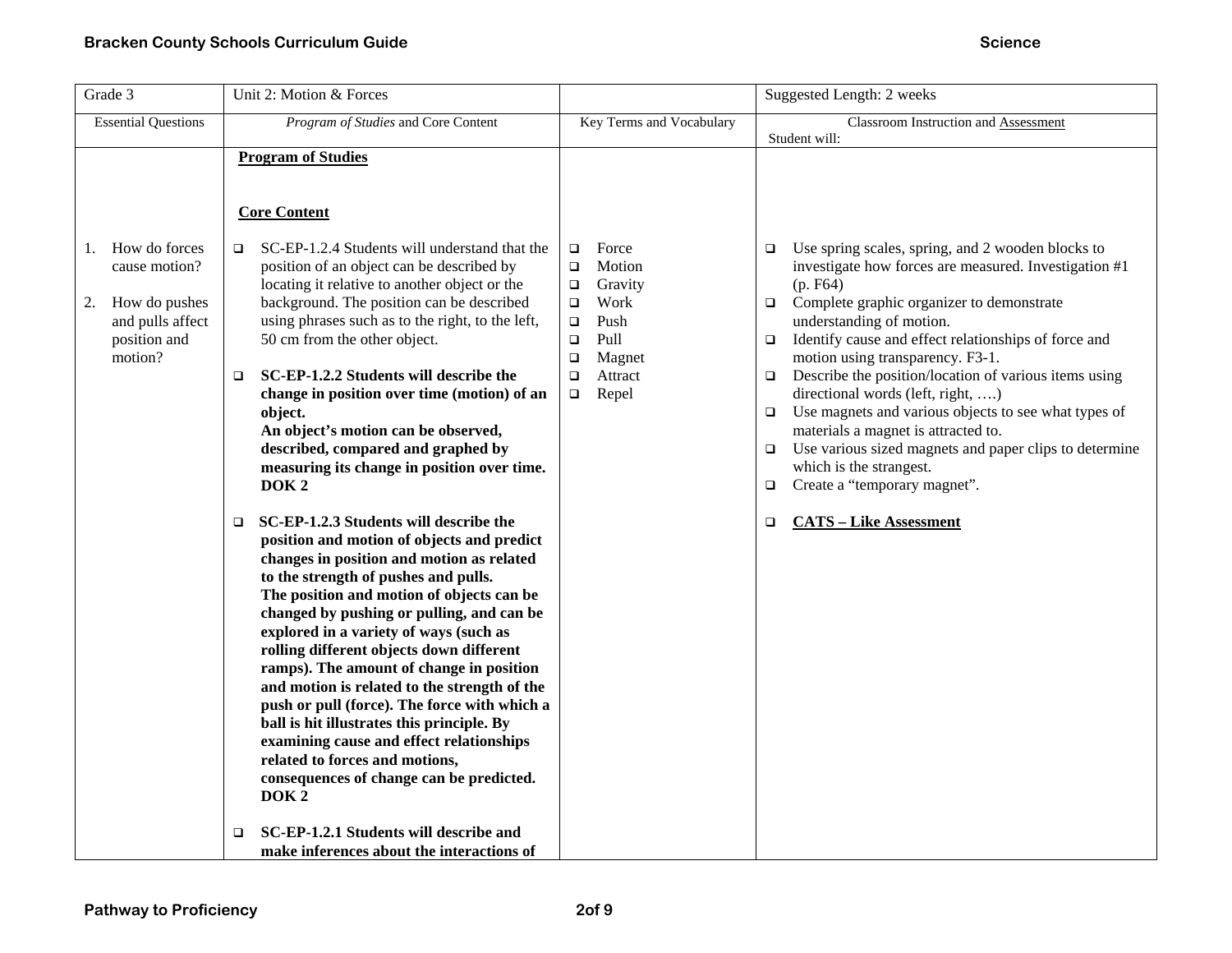| Grade 3 | Unit 2: Motion & Forces | | Suggested Length: 2 weeks |
|---|---|---|---|
| Essential Questions | *Program of Studies* and Core Content | Key Terms and Vocabulary | Classroom Instruction and Assessment<br>Student will: |
| 1. How do forces cause motion?<br><br>2. How do pushes and pulls affect position and motion? | **Program of Studies**<br><br>**Core Content**<br><br>❑ SC-EP-1.2.4 Students will understand that the position of an object can be described by locating it relative to another object or the background. The position can be described using phrases such as to the right, to the left, 50 cm from the other object.<br><br>❑ **SC-EP-1.2.2 Students will describe the change in position over time (motion) of an object.**<br>**An object's motion can be observed, described, compared and graphed by measuring its change in position over time. DOK 2**<br><br>❑ **SC-EP-1.2.3 Students will describe the position and motion of objects and predict changes in position and motion as related to the strength of pushes and pulls.**<br>**The position and motion of objects can be changed by pushing or pulling, and can be explored in a variety of ways (such as rolling different objects down different ramps). The amount of change in position and motion is related to the strength of the push or pull (force). The force with which a ball is hit illustrates this principle. By examining cause and effect relationships related to forces and motions, consequences of change can be predicted. DOK 2**<br><br>❑ **SC-EP-1.2.1 Students will describe and make inferences about the interactions of** | ❑ Force<br>❑ Motion<br>❑ Gravity<br>❑ Work<br>❑ Push<br>❑ Pull<br>❑ Magnet<br>❑ Attract<br>❑ Repel | ❑ Use spring scales, spring, and 2 wooden blocks to investigate how forces are measured. Investigation #1 (p. F64)<br>❑ Complete graphic organizer to demonstrate understanding of motion.<br>❑ Identify cause and effect relationships of force and motion using transparency. F3-1.<br>❑ Describe the position/location of various items using directional words (left, right, ….)<br>❑ Use magnets and various objects to see what types of materials a magnet is attracted to.<br>❑ Use various sized magnets and paper clips to determine which is the strangest.<br>❑ Create a "temporary magnet".<br><br>❑ **CATS – Like Assessment** |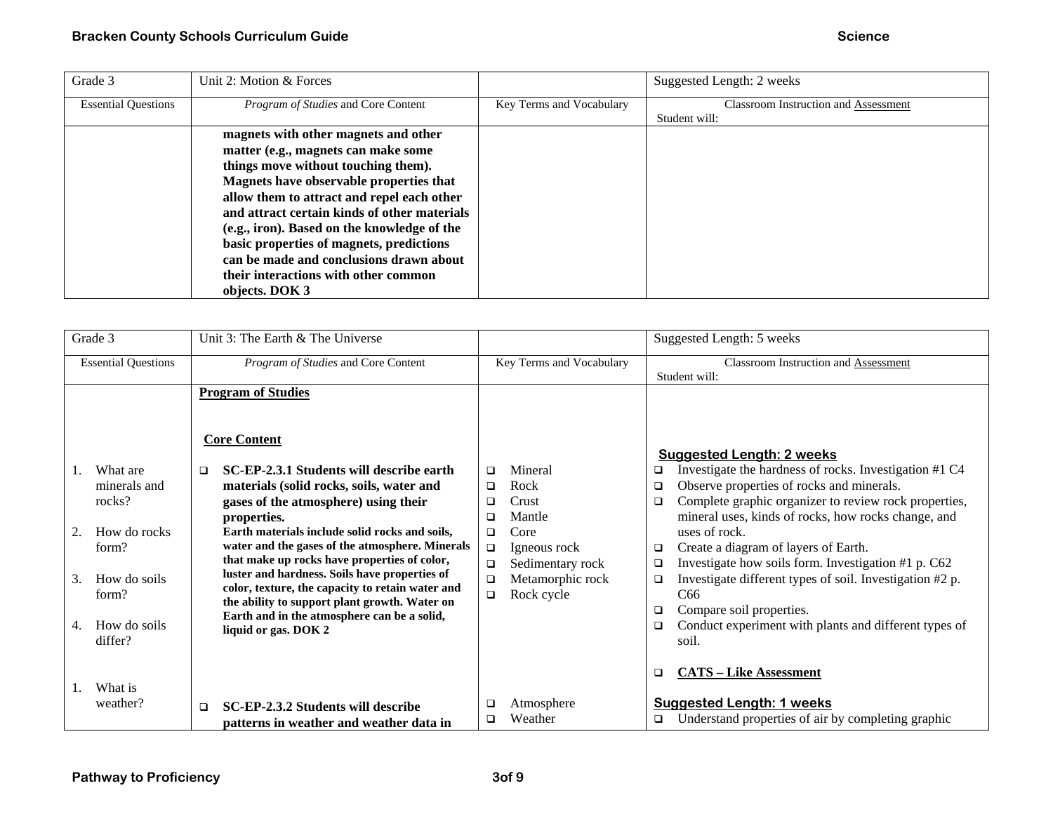| Grade 3 | Unit 2: Motion & Forces | | Suggested Length: 2 weeks |
|---|---|---|---|
| Essential Questions | *Program of Studies* and Core Content | Key Terms and Vocabulary | Classroom Instruction and Assessment<br>Student will: |
| | **magnets with other magnets and other matter (e.g., magnets can make some things move without touching them). Magnets have observable properties that allow them to attract and repel each other and attract certain kinds of other materials (e.g., iron). Based on the knowledge of the basic properties of magnets, predictions can be made and conclusions drawn about their interactions with other common objects. DOK 3** | | |

| Grade 3 | Unit 3: The Earth & The Universe | | Suggested Length: 5 weeks |
|---|---|---|---|
| Essential Questions | *Program of Studies* and Core Content | Key Terms and Vocabulary | Classroom Instruction and Assessment<br>Student will: |
| | **Program of Studies** | | |
| 1. What are minerals and rocks?<br>2. How do rocks form?<br>3. How do soils form?<br>4. How do soils differ? | **Core Content**<br>❑ **SC-EP-2.3.1 Students will describe earth materials (solid rocks, soils, water and gases of the atmosphere) using their properties.**<br>**Earth materials include solid rocks and soils, water and the gases of the atmosphere. Minerals that make up rocks have properties of color, luster and hardness. Soils have properties of color, texture, the capacity to retain water and the ability to support plant growth. Water on Earth and in the atmosphere can be a solid, liquid or gas. DOK 2** | ❑ Mineral<br>❑ Rock<br>❑ Crust<br>❑ Mantle<br>❑ Core<br>❑ Igneous rock<br>❑ Sedimentary rock<br>❑ Metamorphic rock<br>❑ Rock cycle | **Suggested Length: 2 weeks**<br>❑ Investigate the hardness of rocks. Investigation #1 C4<br>❑ Observe properties of rocks and minerals.<br>❑ Complete graphic organizer to review rock properties, mineral uses, kinds of rocks, how rocks change, and uses of rock.<br>❑ Create a diagram of layers of Earth.<br>❑ Investigate how soils form. Investigation #1 p. C62<br>❑ Investigate different types of soil. Investigation #2 p. C66<br>❑ Compare soil properties.<br>❑ Conduct experiment with plants and different types of soil.<br>❑ **CATS – Like Assessment** |
| 1. What is weather? | ❑ **SC-EP-2.3.2 Students will describe patterns in weather and weather data in** | ❑ Atmosphere<br>❑ Weather | **Suggested Length: 1 weeks**<br>❑ Understand properties of air by completing graphic |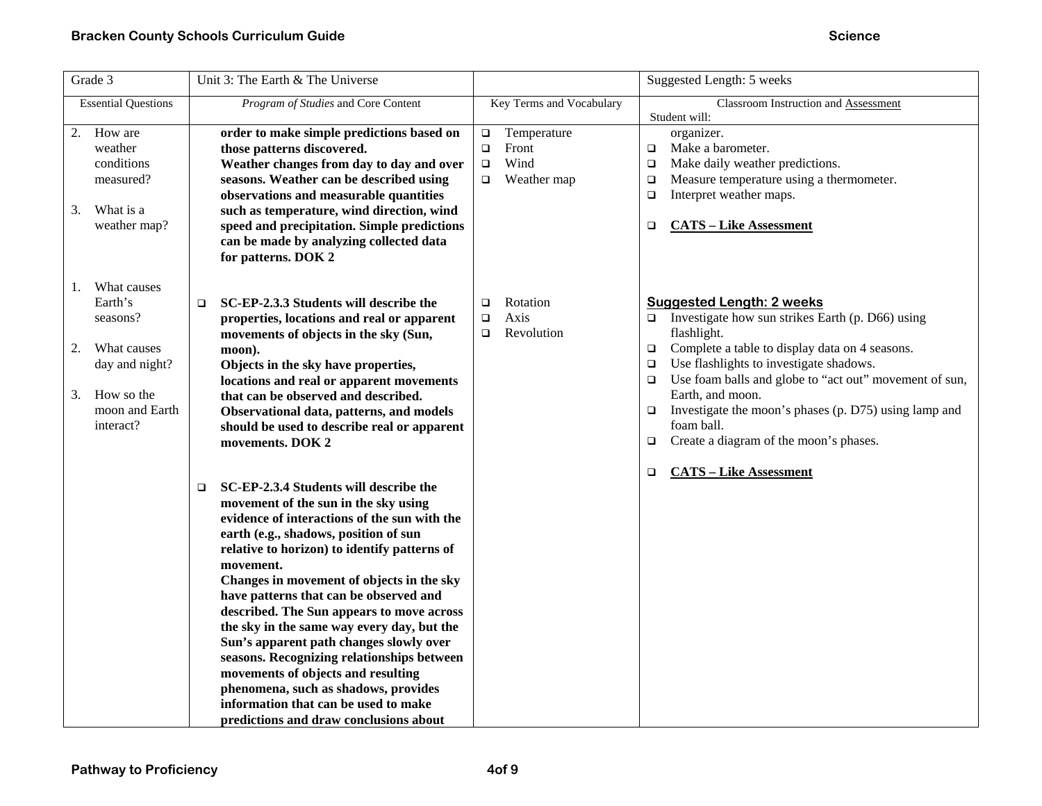| Grade 3 | Unit 3: The Earth & The Universe | | Suggested Length: 5 weeks |
|---|---|---|---|
| Essential Questions | *Program of Studies* and Core Content | Key Terms and Vocabulary | Classroom Instruction and Assessment<br>Student will: |
| 2. How are weather conditions measured?<br><br>3. What is a weather map? | **order to make simple predictions based on those patterns discovered.**<br>**Weather changes from day to day and over seasons. Weather can be described using observations and measurable quantities such as temperature, wind direction, wind speed and precipitation. Simple predictions can be made by analyzing collected data for patterns. DOK 2** | ❑ Temperature<br>❑ Front<br>❑ Wind<br>❑ Weather map | organizer.<br>❑ Make a barometer.<br>❑ Make daily weather predictions.<br>❑ Measure temperature using a thermometer.<br>❑ Interpret weather maps.<br><br>❑ **CATS – Like Assessment** |
| 1. What causes Earth's seasons?<br><br>2. What causes day and night?<br><br>3. How so the moon and Earth interact? | ❑ **SC-EP-2.3.3 Students will describe the properties, locations and real or apparent movements of objects in the sky (Sun, moon).**<br>**Objects in the sky have properties, locations and real or apparent movements that can be observed and described. Observational data, patterns, and models should be used to describe real or apparent movements. DOK 2**<br><br>❑ **SC-EP-2.3.4 Students will describe the movement of the sun in the sky using evidence of interactions of the sun with the earth (e.g., shadows, position of sun relative to horizon) to identify patterns of movement.**<br>**Changes in movement of objects in the sky have patterns that can be observed and described. The Sun appears to move across the sky in the same way every day, but the Sun's apparent path changes slowly over seasons. Recognizing relationships between movements of objects and resulting phenomena, such as shadows, provides information that can be used to make predictions and draw conclusions about** | ❑ Rotation<br>❑ Axis<br>❑ Revolution | **Suggested Length: 2 weeks**<br>❑ Investigate how sun strikes Earth (p. D66) using flashlight.<br>❑ Complete a table to display data on 4 seasons.<br>❑ Use flashlights to investigate shadows.<br>❑ Use foam balls and globe to "act out" movement of sun, Earth, and moon.<br>❑ Investigate the moon's phases (p. D75) using lamp and foam ball.<br>❑ Create a diagram of the moon's phases.<br><br>❑ **CATS – Like Assessment** |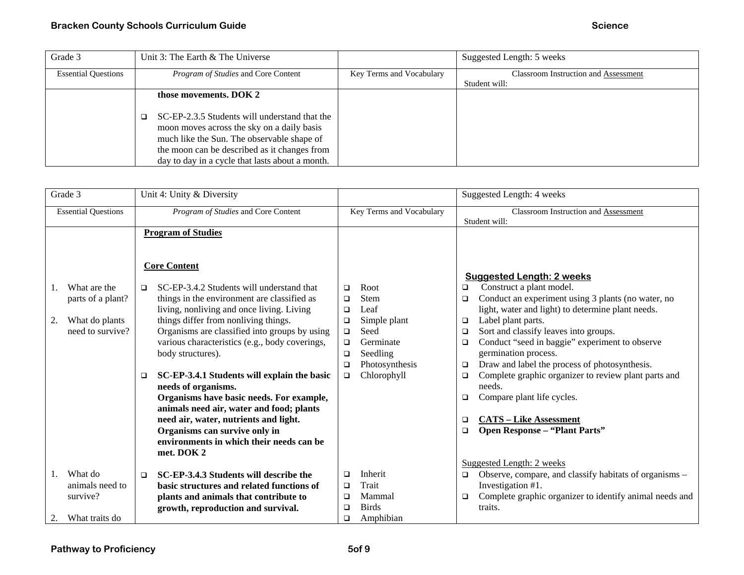| Grade 3 | Unit 3: The Earth & The Universe | | Suggested Length: 5 weeks |
|---|---|---|---|
| Essential Questions | *Program of Studies* and Core Content | Key Terms and Vocabulary | Classroom Instruction and Assessment<br>Student will: |
| | **those movements. DOK 2**<br><br>❑ SC-EP-2.3.5 Students will understand that the moon moves across the sky on a daily basis much like the Sun. The observable shape of the moon can be described as it changes from day to day in a cycle that lasts about a month. | | |

| Grade 3 | Unit 4: Unity & Diversity | | Suggested Length: 4 weeks |
|---|---|---|---|
| Essential Questions | *Program of Studies* and Core Content | Key Terms and Vocabulary | Classroom Instruction and Assessment<br>Student will: |
| 1. What are the parts of a plant?<br><br>2. What do plants need to survive? | **Program of Studies**<br><br>**Core Content**<br><br>❑ SC-EP-3.4.2 Students will understand that things in the environment are classified as living, nonliving and once living. Living things differ from nonliving things. Organisms are classified into groups by using various characteristics (e.g., body coverings, body structures).<br><br>❑ **SC-EP-3.4.1 Students will explain the basic needs of organisms. Organisms have basic needs. For example, animals need air, water and food; plants need air, water, nutrients and light. Organisms can survive only in environments in which their needs can be met. DOK 2** | ❑ Root<br>❑ Stem<br>❑ Leaf<br>❑ Simple plant<br>❑ Seed<br>❑ Germinate<br>❑ Seedling<br>❑ Photosynthesis<br>❑ Chlorophyll | **Suggested Length: 2 weeks**<br>❑ Construct a plant model.<br>❑ Conduct an experiment using 3 plants (no water, no light, water and light) to determine plant needs.<br>❑ Label plant parts.<br>❑ Sort and classify leaves into groups.<br>❑ Conduct "seed in baggie" experiment to observe germination process.<br>❑ Draw and label the process of photosynthesis.<br>❑ Complete graphic organizer to review plant parts and needs.<br>❑ Compare plant life cycles.<br><br>❑ **CATS – Like Assessment**<br>❑ **Open Response – "Plant Parts"** |
| 1. What do animals need to survive?<br><br>2. What traits do | ❑ **SC-EP-3.4.3 Students will describe the basic structures and related functions of plants and animals that contribute to growth, reproduction and survival.** | ❑ Inherit<br>❑ Trait<br>❑ Mammal<br>❑ Birds<br>❑ Amphibian | Suggested Length: 2 weeks<br>❑ Observe, compare, and classify habitats of organisms – Investigation #1.<br>❑ Complete graphic organizer to identify animal needs and traits. |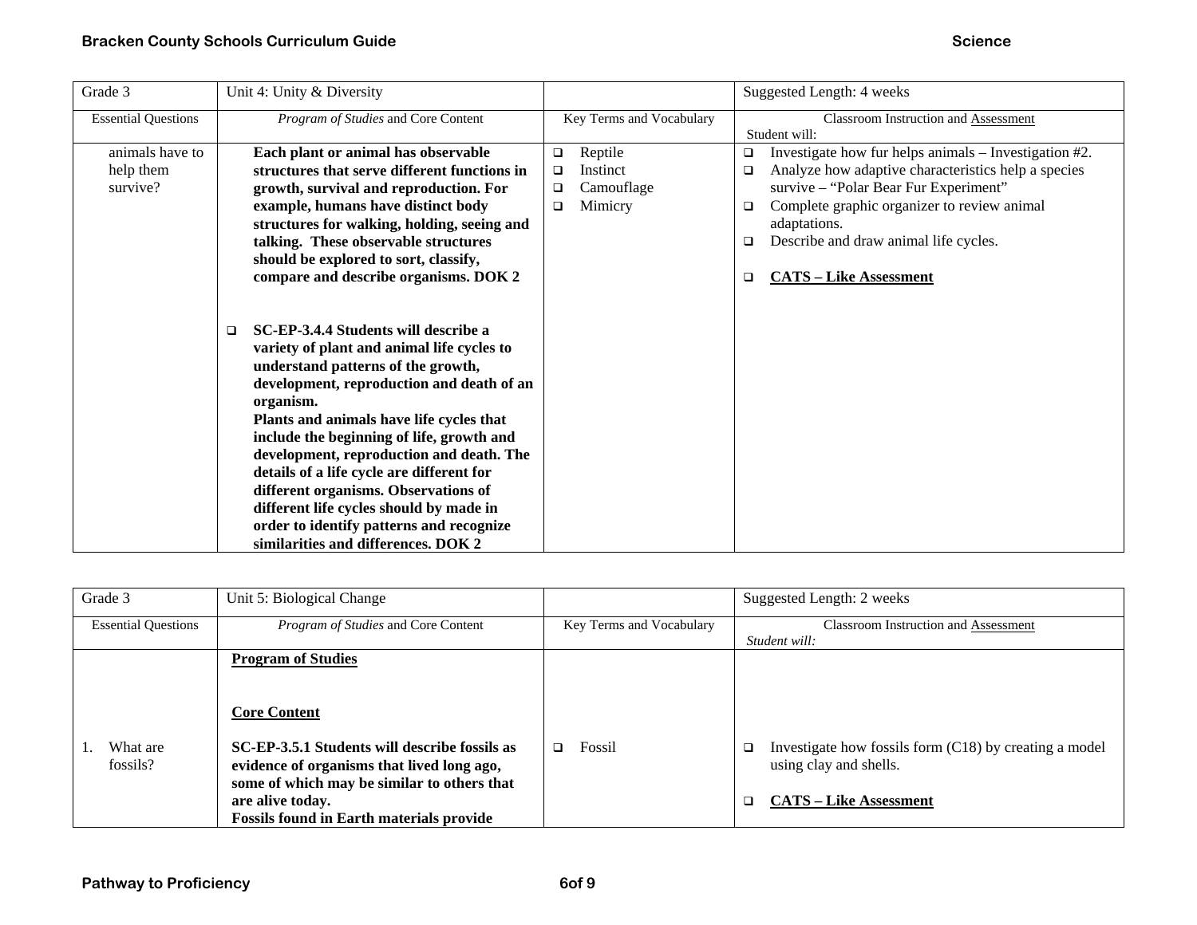| Grade 3 | Unit 4: Unity & Diversity | | Suggested Length: 4 weeks |
|---|---|---|---|
| Essential Questions | *Program of Studies* and Core Content | Key Terms and Vocabulary | Classroom Instruction and Assessment<br>Student will: |
| animals have to help them survive? | **Each plant or animal has observable structures that serve different functions in growth, survival and reproduction. For example, humans have distinct body structures for walking, holding, seeing and talking. These observable structures should be explored to sort, classify, compare and describe organisms. DOK 2**<br><br>❑ **SC-EP-3.4.4 Students will describe a variety of plant and animal life cycles to understand patterns of the growth, development, reproduction and death of an organism.**<br>**Plants and animals have life cycles that include the beginning of life, growth and development, reproduction and death. The details of a life cycle are different for different organisms. Observations of different life cycles should by made in order to identify patterns and recognize similarities and differences. DOK 2** | ❑ Reptile<br>❑ Instinct<br>❑ Camouflage<br>❑ Mimicry | ❑ Investigate how fur helps animals – Investigation #2.<br>❑ Analyze how adaptive characteristics help a species survive – "Polar Bear Fur Experiment"<br>❑ Complete graphic organizer to review animal adaptations.<br>❑ Describe and draw animal life cycles.<br><br>❑ **CATS – Like Assessment** |

| Grade 3 | Unit 5: Biological Change | | Suggested Length: 2 weeks |
|---|---|---|---|
| Essential Questions | *Program of Studies* and Core Content | Key Terms and Vocabulary | Classroom Instruction and Assessment<br>*Student will:* |
| | **Program of Studies**<br><br>**Core Content** | | |
| 1. What are fossils? | **SC-EP-3.5.1 Students will describe fossils as evidence of organisms that lived long ago, some of which may be similar to others that are alive today.**<br>**Fossils found in Earth materials provide** | ❑ Fossil | ❑ Investigate how fossils form (C18) by creating a model using clay and shells.<br><br>❑ **CATS – Like Assessment** |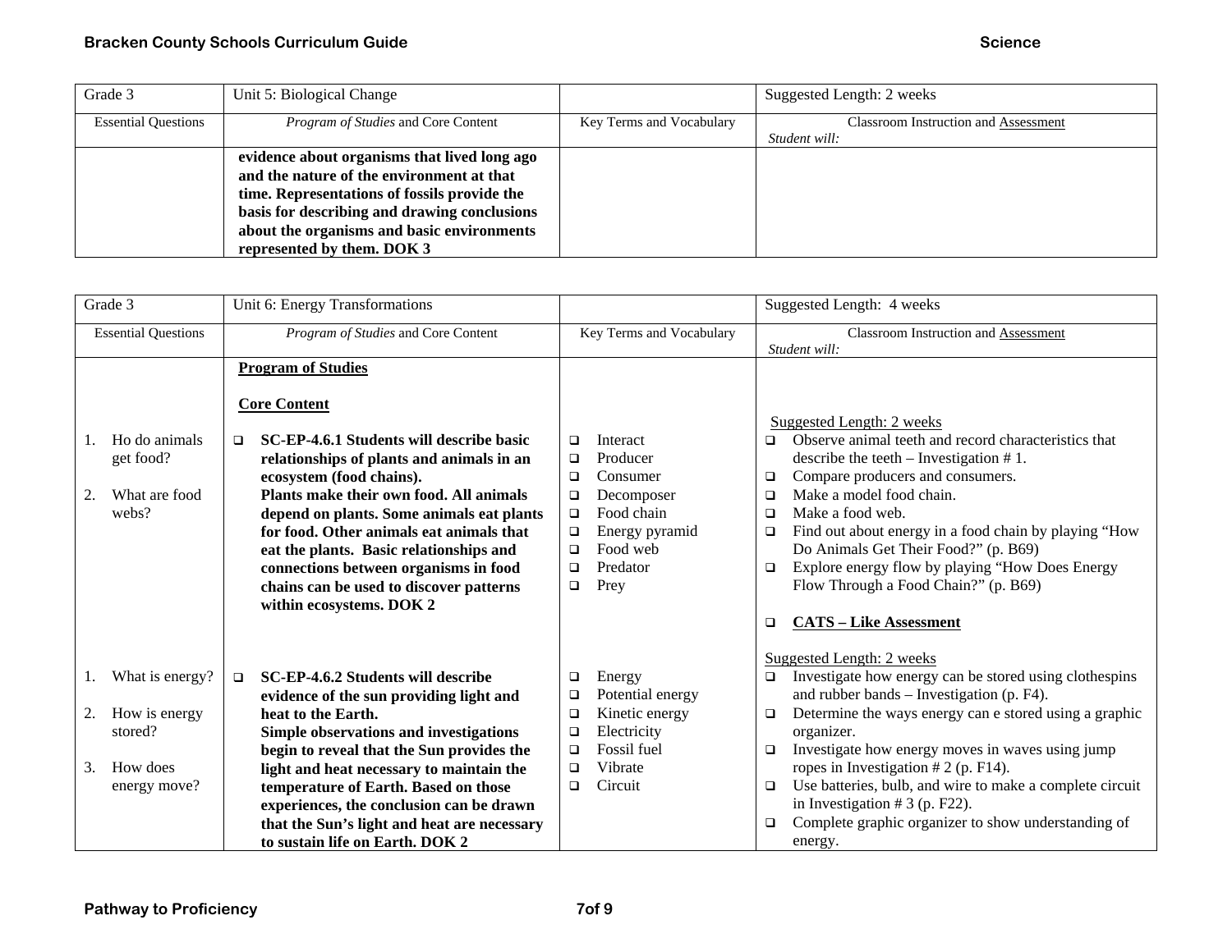| Grade 3 | Unit 5: Biological Change | | Suggested Length: 2 weeks |
|---|---|---|---|
| Essential Questions | *Program of Studies* and Core Content | Key Terms and Vocabulary | Classroom Instruction and Assessment<br>*Student will:* |
| | **evidence about organisms that lived long ago and the nature of the environment at that time. Representations of fossils provide the basis for describing and drawing conclusions about the organisms and basic environments represented by them. DOK 3** | | |

| Grade 3 | Unit 6: Energy Transformations | | Suggested Length: 4 weeks |
|---|---|---|---|
| Essential Questions | *Program of Studies* and Core Content | Key Terms and Vocabulary | Classroom Instruction and Assessment<br>*Student will:* |
| 1. Ho do animals get food?<br>2. What are food webs? | **Program of Studies**<br><br>**Core Content**<br><br>❑ **SC-EP-4.6.1 Students will describe basic relationships of plants and animals in an ecosystem (food chains).**<br>**Plants make their own food. All animals depend on plants. Some animals eat plants for food. Other animals eat animals that eat the plants. Basic relationships and connections between organisms in food chains can be used to discover patterns within ecosystems. DOK 2** | ❑ Interact<br>❑ Producer<br>❑ Consumer<br>❑ Decomposer<br>❑ Food chain<br>❑ Energy pyramid<br>❑ Food web<br>❑ Predator<br>❑ Prey | Suggested Length: 2 weeks<br>❑ Observe animal teeth and record characteristics that describe the teeth – Investigation # 1.<br>❑ Compare producers and consumers.<br>❑ Make a model food chain.<br>❑ Make a food web.<br>❑ Find out about energy in a food chain by playing "How Do Animals Get Their Food?" (p. B69)<br>❑ Explore energy flow by playing "How Does Energy Flow Through a Food Chain?" (p. B69)<br><br>❑ **CATS – Like Assessment** |
| 1. What is energy?<br>2. How is energy stored?<br>3. How does energy move? | ❑ **SC-EP-4.6.2 Students will describe evidence of the sun providing light and heat to the Earth.**<br>**Simple observations and investigations begin to reveal that the Sun provides the light and heat necessary to maintain the temperature of Earth. Based on those experiences, the conclusion can be drawn that the Sun's light and heat are necessary to sustain life on Earth. DOK 2** | ❑ Energy<br>❑ Potential energy<br>❑ Kinetic energy<br>❑ Electricity<br>❑ Fossil fuel<br>❑ Vibrate<br>❑ Circuit | Suggested Length: 2 weeks<br>❑ Investigate how energy can be stored using clothespins and rubber bands – Investigation (p. F4).<br>❑ Determine the ways energy can e stored using a graphic organizer.<br>❑ Investigate how energy moves in waves using jump ropes in Investigation # 2 (p. F14).<br>❑ Use batteries, bulb, and wire to make a complete circuit in Investigation # 3 (p. F22).<br>❑ Complete graphic organizer to show understanding of energy. |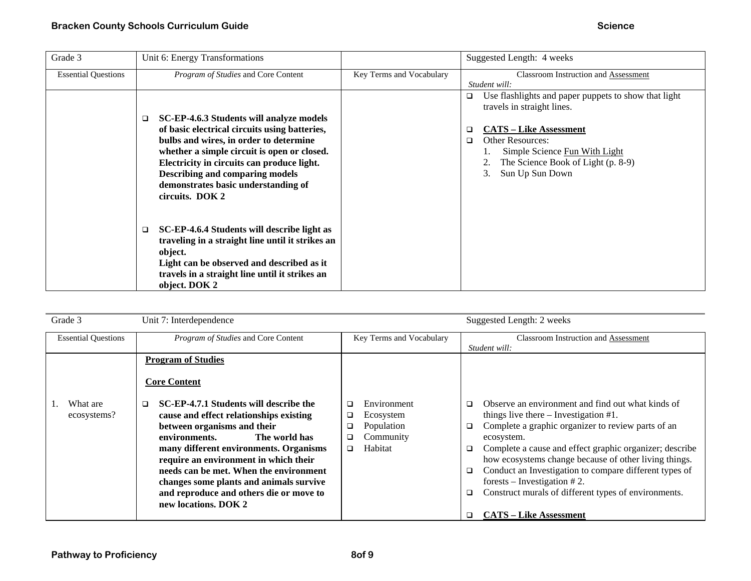| Grade 3 | Unit 6: Energy Transformations | | Suggested Length: 4 weeks |
|---|---|---|---|
| Essential Questions | *Program of Studies* and Core Content | Key Terms and Vocabulary | Classroom Instruction and Assessment *Student will:* |
| | ❑ **SC-EP-4.6.3 Students will analyze models of basic electrical circuits using batteries, bulbs and wires, in order to determine whether a simple circuit is open or closed. Electricity in circuits can produce light. Describing and comparing models demonstrates basic understanding of circuits. DOK 2**<br><br>❑ **SC-EP-4.6.4 Students will describe light as traveling in a straight line until it strikes an object. Light can be observed and described as it travels in a straight line until it strikes an object. DOK 2** | | ❑ Use flashlights and paper puppets to show that light travels in straight lines.<br><br>❑ **CATS – Like Assessment**<br>❑ Other Resources:<br>1. Simple Science Fun With Light<br>2. The Science Book of Light (p. 8-9)<br>3. Sun Up Sun Down |

| Grade 3 | Unit 7: Interdependence | | Suggested Length: 2 weeks |
|---|---|---|---|
| Essential Questions | *Program of Studies* and Core Content | Key Terms and Vocabulary | Classroom Instruction and Assessment *Student will:* |
| 1. What are ecosystems? | **Program of Studies**<br><br>**Core Content**<br><br>❑ **SC-EP-4.7.1 Students will describe the cause and effect relationships existing between organisms and their environments. The world has many different environments. Organisms require an environment in which their needs can be met. When the environment changes some plants and animals survive and reproduce and others die or move to new locations. DOK 2** | ❑ Environment<br>❑ Ecosystem<br>❑ Population<br>❑ Community<br>❑ Habitat | ❑ Observe an environment and find out what kinds of things live there – Investigation #1.<br>❑ Complete a graphic organizer to review parts of an ecosystem.<br>❑ Complete a cause and effect graphic organizer; describe how ecosystems change because of other living things.<br>❑ Conduct an Investigation to compare different types of forests – Investigation # 2.<br>❑ Construct murals of different types of environments.<br><br>❑ **CATS – Like Assessment** |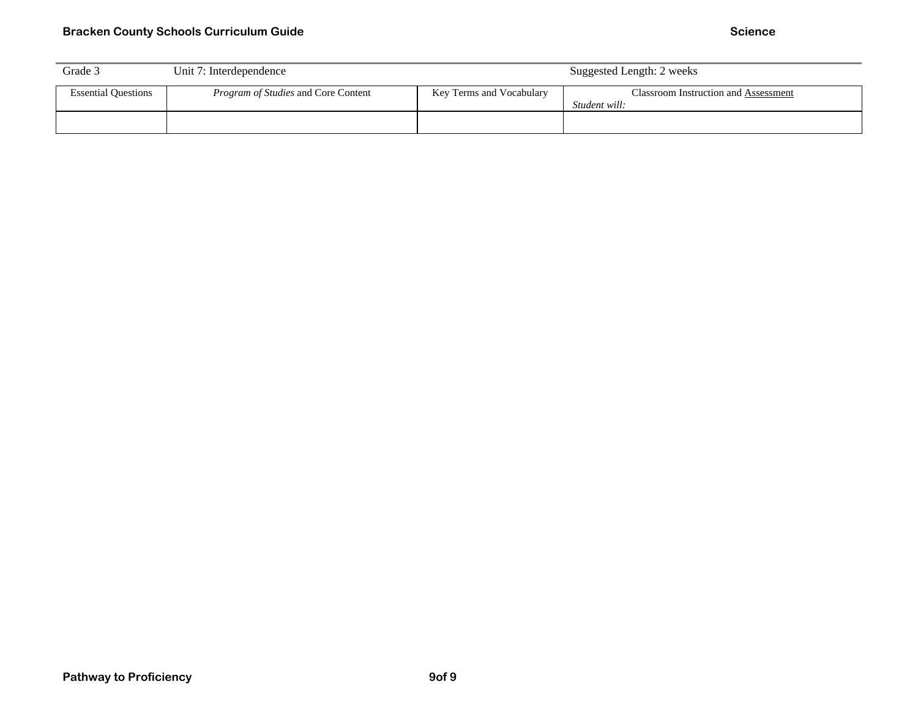Grade 3 Unit 7: Interdependence Suggested Length: 2 weeks

| Essential Questions | *Program of Studies* and Core Content | Key Terms and Vocabulary | Classroom Instruction and Assessment *Student will:* |
|---|---|---|---|
| | | | |